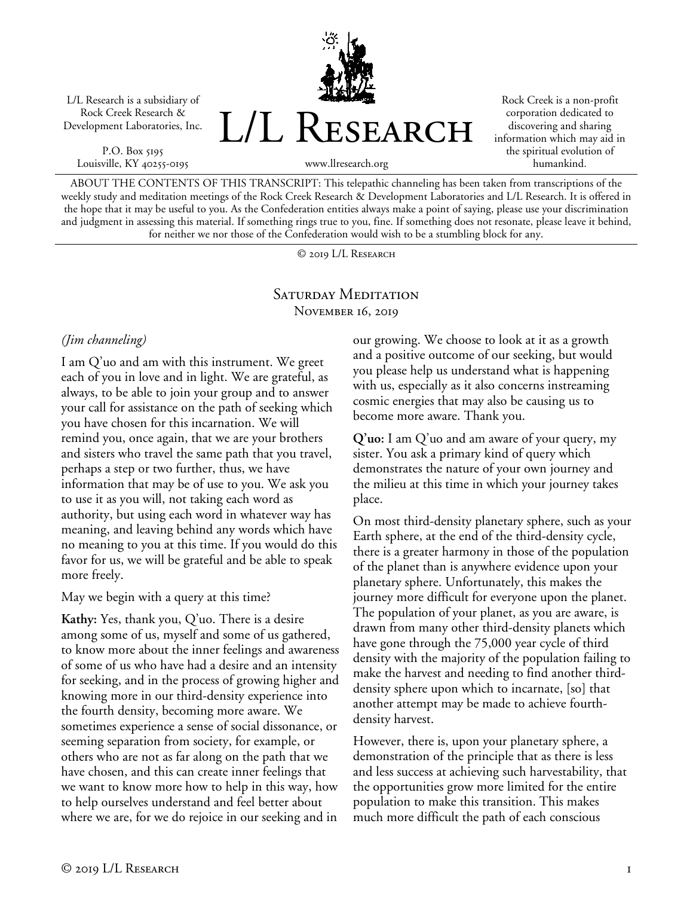L/L Research is a subsidiary of Rock Creek Research & Development Laboratories, Inc.

P.O. Box 5195
Louisville, KY 40255-0195

# L/L Research

www.llresearch.org

Rock Creek is a non-profit corporation dedicated to discovering and sharing information which may aid in the spiritual evolution of humankind.

ABOUT THE CONTENTS OF THIS TRANSCRIPT: This telepathic channeling has been taken from transcriptions of the weekly study and meditation meetings of the Rock Creek Research & Development Laboratories and L/L Research. It is offered in the hope that it may be useful to you. As the Confederation entities always make a point of saying, please use your discrimination and judgment in assessing this material. If something rings true to you, fine. If something does not resonate, please leave it behind, for neither we nor those of the Confederation would wish to be a stumbling block for any.

© 2019 L/L Research

## Saturday Meditation
November 16, 2019

*(Jim channeling)*

I am Q'uo and am with this instrument. We greet each of you in love and in light. We are grateful, as always, to be able to join your group and to answer your call for assistance on the path of seeking which you have chosen for this incarnation. We will remind you, once again, that we are your brothers and sisters who travel the same path that you travel, perhaps a step or two further, thus, we have information that may be of use to you. We ask you to use it as you will, not taking each word as authority, but using each word in whatever way has meaning, and leaving behind any words which have no meaning to you at this time. If you would do this favor for us, we will be grateful and be able to speak more freely.

May we begin with a query at this time?

**Kathy:** Yes, thank you, Q'uo. There is a desire among some of us, myself and some of us gathered, to know more about the inner feelings and awareness of some of us who have had a desire and an intensity for seeking, and in the process of growing higher and knowing more in our third-density experience into the fourth density, becoming more aware. We sometimes experience a sense of social dissonance, or seeming separation from society, for example, or others who are not as far along on the path that we have chosen, and this can create inner feelings that we want to know more how to help in this way, how to help ourselves understand and feel better about where we are, for we do rejoice in our seeking and in our growing. We choose to look at it as a growth and a positive outcome of our seeking, but would you please help us understand what is happening with us, especially as it also concerns instreaming cosmic energies that may also be causing us to become more aware. Thank you.

**Q'uo:** I am Q'uo and am aware of your query, my sister. You ask a primary kind of query which demonstrates the nature of your own journey and the milieu at this time in which your journey takes place.

On most third-density planetary sphere, such as your Earth sphere, at the end of the third-density cycle, there is a greater harmony in those of the population of the planet than is anywhere evidence upon your planetary sphere. Unfortunately, this makes the journey more difficult for everyone upon the planet. The population of your planet, as you are aware, is drawn from many other third-density planets which have gone through the 75,000 year cycle of third density with the majority of the population failing to make the harvest and needing to find another third-density sphere upon which to incarnate, [so] that another attempt may be made to achieve fourth-density harvest.

However, there is, upon your planetary sphere, a demonstration of the principle that as there is less and less success at achieving such harvestability, that the opportunities grow more limited for the entire population to make this transition. This makes much more difficult the path of each conscious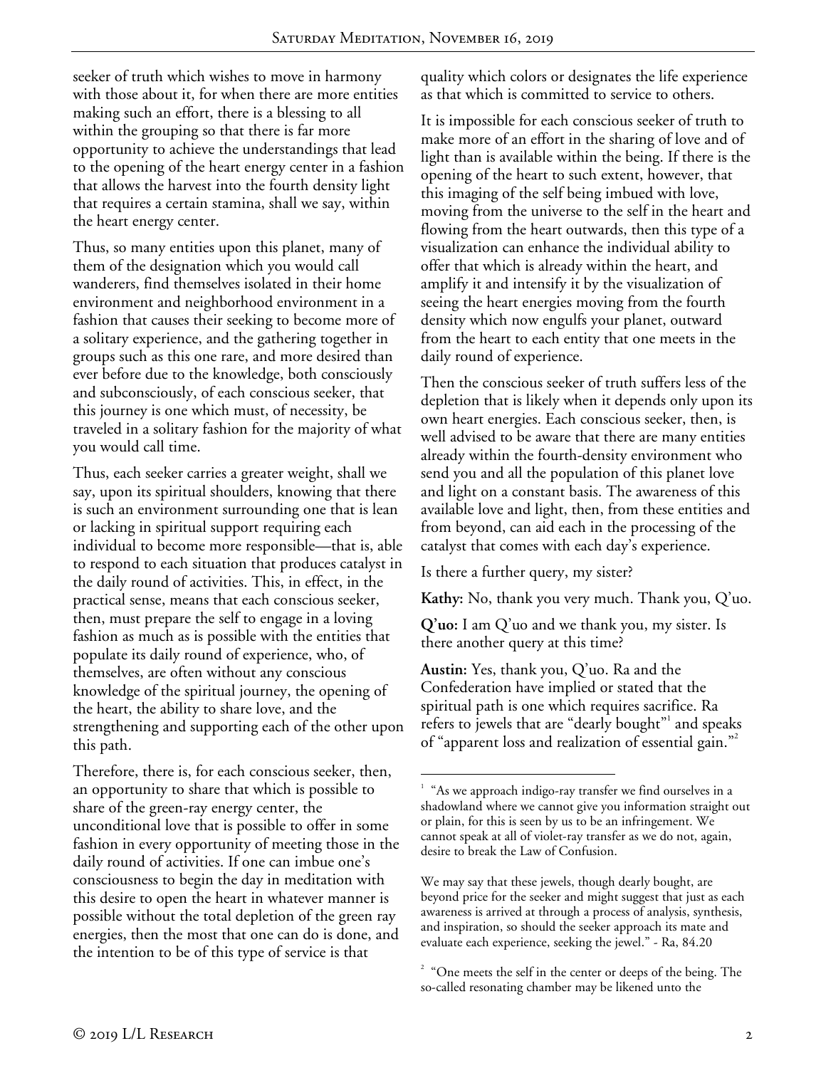seeker of truth which wishes to move in harmony with those about it, for when there are more entities making such an effort, there is a blessing to all within the grouping so that there is far more opportunity to achieve the understandings that lead to the opening of the heart energy center in a fashion that allows the harvest into the fourth density light that requires a certain stamina, shall we say, within the heart energy center.

Thus, so many entities upon this planet, many of them of the designation which you would call wanderers, find themselves isolated in their home environment and neighborhood environment in a fashion that causes their seeking to become more of a solitary experience, and the gathering together in groups such as this one rare, and more desired than ever before due to the knowledge, both consciously and subconsciously, of each conscious seeker, that this journey is one which must, of necessity, be traveled in a solitary fashion for the majority of what you would call time.

Thus, each seeker carries a greater weight, shall we say, upon its spiritual shoulders, knowing that there is such an environment surrounding one that is lean or lacking in spiritual support requiring each individual to become more responsible—that is, able to respond to each situation that produces catalyst in the daily round of activities. This, in effect, in the practical sense, means that each conscious seeker, then, must prepare the self to engage in a loving fashion as much as is possible with the entities that populate its daily round of experience, who, of themselves, are often without any conscious knowledge of the spiritual journey, the opening of the heart, the ability to share love, and the strengthening and supporting each of the other upon this path.

Therefore, there is, for each conscious seeker, then, an opportunity to share that which is possible to share of the green-ray energy center, the unconditional love that is possible to offer in some fashion in every opportunity of meeting those in the daily round of activities. If one can imbue one's consciousness to begin the day in meditation with this desire to open the heart in whatever manner is possible without the total depletion of the green ray energies, then the most that one can do is done, and the intention to be of this type of service is that quality which colors or designates the life experience as that which is committed to service to others.

It is impossible for each conscious seeker of truth to make more of an effort in the sharing of love and of light than is available within the being. If there is the opening of the heart to such extent, however, that this imaging of the self being imbued with love, moving from the universe to the self in the heart and flowing from the heart outwards, then this type of a visualization can enhance the individual ability to offer that which is already within the heart, and amplify it and intensify it by the visualization of seeing the heart energies moving from the fourth density which now engulfs your planet, outward from the heart to each entity that one meets in the daily round of experience.

Then the conscious seeker of truth suffers less of the depletion that is likely when it depends only upon its own heart energies. Each conscious seeker, then, is well advised to be aware that there are many entities already within the fourth-density environment who send you and all the population of this planet love and light on a constant basis. The awareness of this available love and light, then, from these entities and from beyond, can aid each in the processing of the catalyst that comes with each day's experience.

Is there a further query, my sister?

**Kathy:** No, thank you very much. Thank you, Q'uo.

**Q'uo:** I am Q'uo and we thank you, my sister. Is there another query at this time?

**Austin:** Yes, thank you, Q'uo. Ra and the Confederation have implied or stated that the spiritual path is one which requires sacrifice. Ra refers to jewels that are "dearly bought"[1] and speaks of "apparent loss and realization of essential gain."[2]

---

[1] "As we approach indigo-ray transfer we find ourselves in a shadowland where we cannot give you information straight out or plain, for this is seen by us to be an infringement. We cannot speak at all of violet-ray transfer as we do not, again, desire to break the Law of Confusion.

We may say that these jewels, though dearly bought, are beyond price for the seeker and might suggest that just as each awareness is arrived at through a process of analysis, synthesis, and inspiration, so should the seeker approach its mate and evaluate each experience, seeking the jewel." - Ra, 84.20

[2] "One meets the self in the center or deeps of the being. The so-called resonating chamber may be likened unto the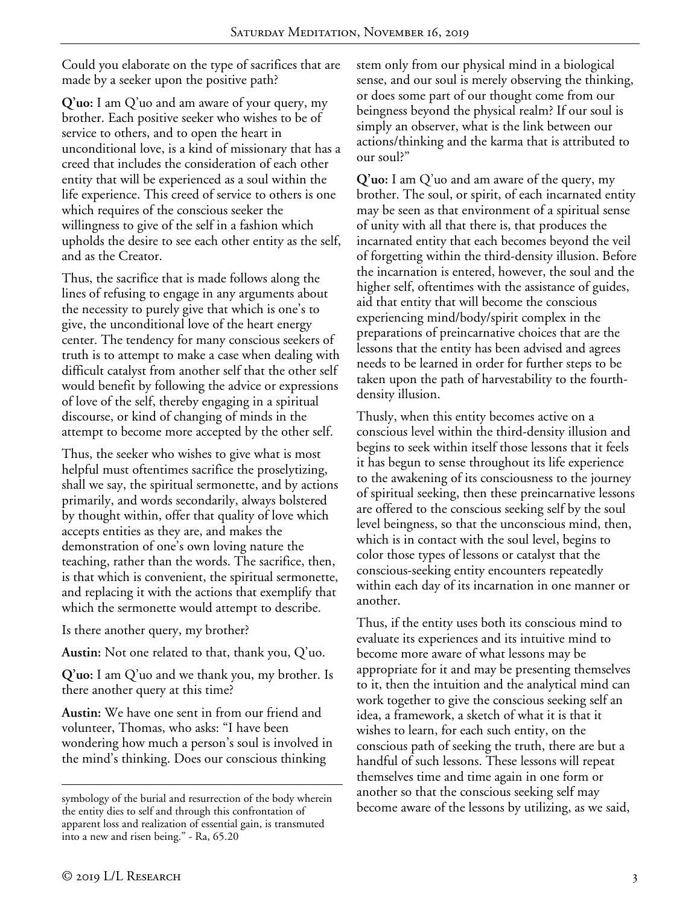Could you elaborate on the type of sacrifices that are made by a seeker upon the positive path?

**Q'uo:** I am Q'uo and am aware of your query, my brother. Each positive seeker who wishes to be of service to others, and to open the heart in unconditional love, is a kind of missionary that has a creed that includes the consideration of each other entity that will be experienced as a soul within the life experience. This creed of service to others is one which requires of the conscious seeker the willingness to give of the self in a fashion which upholds the desire to see each other entity as the self, and as the Creator.

Thus, the sacrifice that is made follows along the lines of refusing to engage in any arguments about the necessity to purely give that which is one's to give, the unconditional love of the heart energy center. The tendency for many conscious seekers of truth is to attempt to make a case when dealing with difficult catalyst from another self that the other self would benefit by following the advice or expressions of love of the self, thereby engaging in a spiritual discourse, or kind of changing of minds in the attempt to become more accepted by the other self.

Thus, the seeker who wishes to give what is most helpful must oftentimes sacrifice the proselytizing, shall we say, the spiritual sermonette, and by actions primarily, and words secondarily, always bolstered by thought within, offer that quality of love which accepts entities as they are, and makes the demonstration of one's own loving nature the teaching, rather than the words. The sacrifice, then, is that which is convenient, the spiritual sermonette, and replacing it with the actions that exemplify that which the sermonette would attempt to describe.

Is there another query, my brother?

**Austin:** Not one related to that, thank you, Q'uo.

**Q'uo:** I am Q'uo and we thank you, my brother. Is there another query at this time?

**Austin:** We have one sent in from our friend and volunteer, Thomas, who asks: "I have been wondering how much a person's soul is involved in the mind's thinking. Does our conscious thinking stem only from our physical mind in a biological sense, and our soul is merely observing the thinking, or does some part of our thought come from our beingness beyond the physical realm? If our soul is simply an observer, what is the link between our actions/thinking and the karma that is attributed to our soul?"

**Q'uo:** I am Q'uo and am aware of the query, my brother. The soul, or spirit, of each incarnated entity may be seen as that environment of a spiritual sense of unity with all that there is, that produces the incarnated entity that each becomes beyond the veil of forgetting within the third-density illusion. Before the incarnation is entered, however, the soul and the higher self, oftentimes with the assistance of guides, aid that entity that will become the conscious experiencing mind/body/spirit complex in the preparations of preincarnative choices that are the lessons that the entity has been advised and agrees needs to be learned in order for further steps to be taken upon the path of harvestability to the fourth-density illusion.

Thusly, when this entity becomes active on a conscious level within the third-density illusion and begins to seek within itself those lessons that it feels it has begun to sense throughout its life experience to the awakening of its consciousness to the journey of spiritual seeking, then these preincarnative lessons are offered to the conscious seeking self by the soul level beingness, so that the unconscious mind, then, which is in contact with the soul level, begins to color those types of lessons or catalyst that the conscious-seeking entity encounters repeatedly within each day of its incarnation in one manner or another.

Thus, if the entity uses both its conscious mind to evaluate its experiences and its intuitive mind to become more aware of what lessons may be appropriate for it and may be presenting themselves to it, then the intuition and the analytical mind can work together to give the conscious seeking self an idea, a framework, a sketch of what it is that it wishes to learn, for each such entity, on the conscious path of seeking the truth, there are but a handful of such lessons. These lessons will repeat themselves time and time again in one form or another so that the conscious seeking self may become aware of the lessons by utilizing, as we said,

---

symbology of the burial and resurrection of the body wherein the entity dies to self and through this confrontation of apparent loss and realization of essential gain, is transmuted into a new and risen being." - Ra, 65.20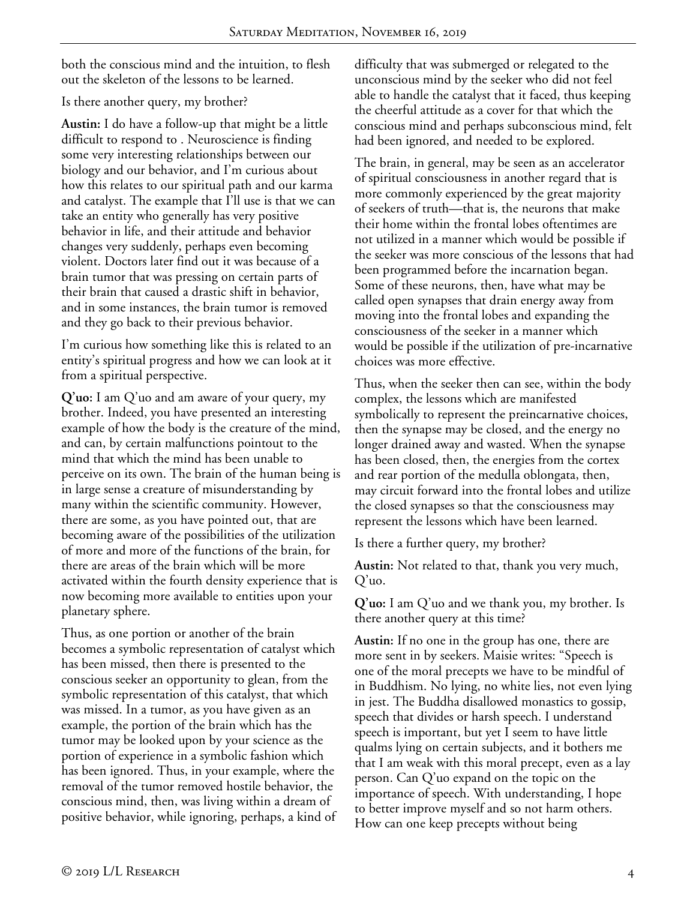both the conscious mind and the intuition, to flesh out the skeleton of the lessons to be learned.

Is there another query, my brother?

**Austin:** I do have a follow-up that might be a little difficult to respond to . Neuroscience is finding some very interesting relationships between our biology and our behavior, and I'm curious about how this relates to our spiritual path and our karma and catalyst. The example that I'll use is that we can take an entity who generally has very positive behavior in life, and their attitude and behavior changes very suddenly, perhaps even becoming violent. Doctors later find out it was because of a brain tumor that was pressing on certain parts of their brain that caused a drastic shift in behavior, and in some instances, the brain tumor is removed and they go back to their previous behavior.

I'm curious how something like this is related to an entity's spiritual progress and how we can look at it from a spiritual perspective.

**Q'uo:** I am Q'uo and am aware of your query, my brother. Indeed, you have presented an interesting example of how the body is the creature of the mind, and can, by certain malfunctions pointout to the mind that which the mind has been unable to perceive on its own. The brain of the human being is in large sense a creature of misunderstanding by many within the scientific community. However, there are some, as you have pointed out, that are becoming aware of the possibilities of the utilization of more and more of the functions of the brain, for there are areas of the brain which will be more activated within the fourth density experience that is now becoming more available to entities upon your planetary sphere.

Thus, as one portion or another of the brain becomes a symbolic representation of catalyst which has been missed, then there is presented to the conscious seeker an opportunity to glean, from the symbolic representation of this catalyst, that which was missed. In a tumor, as you have given as an example, the portion of the brain which has the tumor may be looked upon by your science as the portion of experience in a symbolic fashion which has been ignored. Thus, in your example, where the removal of the tumor removed hostile behavior, the conscious mind, then, was living within a dream of positive behavior, while ignoring, perhaps, a kind of difficulty that was submerged or relegated to the unconscious mind by the seeker who did not feel able to handle the catalyst that it faced, thus keeping the cheerful attitude as a cover for that which the conscious mind and perhaps subconscious mind, felt had been ignored, and needed to be explored.

The brain, in general, may be seen as an accelerator of spiritual consciousness in another regard that is more commonly experienced by the great majority of seekers of truth—that is, the neurons that make their home within the frontal lobes oftentimes are not utilized in a manner which would be possible if the seeker was more conscious of the lessons that had been programmed before the incarnation began. Some of these neurons, then, have what may be called open synapses that drain energy away from moving into the frontal lobes and expanding the consciousness of the seeker in a manner which would be possible if the utilization of pre-incarnative choices was more effective.

Thus, when the seeker then can see, within the body complex, the lessons which are manifested symbolically to represent the preincarnative choices, then the synapse may be closed, and the energy no longer drained away and wasted. When the synapse has been closed, then, the energies from the cortex and rear portion of the medulla oblongata, then, may circuit forward into the frontal lobes and utilize the closed synapses so that the consciousness may represent the lessons which have been learned.

Is there a further query, my brother?

**Austin:** Not related to that, thank you very much, Q'uo.

**Q'uo:** I am Q'uo and we thank you, my brother. Is there another query at this time?

**Austin:** If no one in the group has one, there are more sent in by seekers. Maisie writes: "Speech is one of the moral precepts we have to be mindful of in Buddhism. No lying, no white lies, not even lying in jest. The Buddha disallowed monastics to gossip, speech that divides or harsh speech. I understand speech is important, but yet I seem to have little qualms lying on certain subjects, and it bothers me that I am weak with this moral precept, even as a lay person. Can Q'uo expand on the topic on the importance of speech. With understanding, I hope to better improve myself and so not harm others. How can one keep precepts without being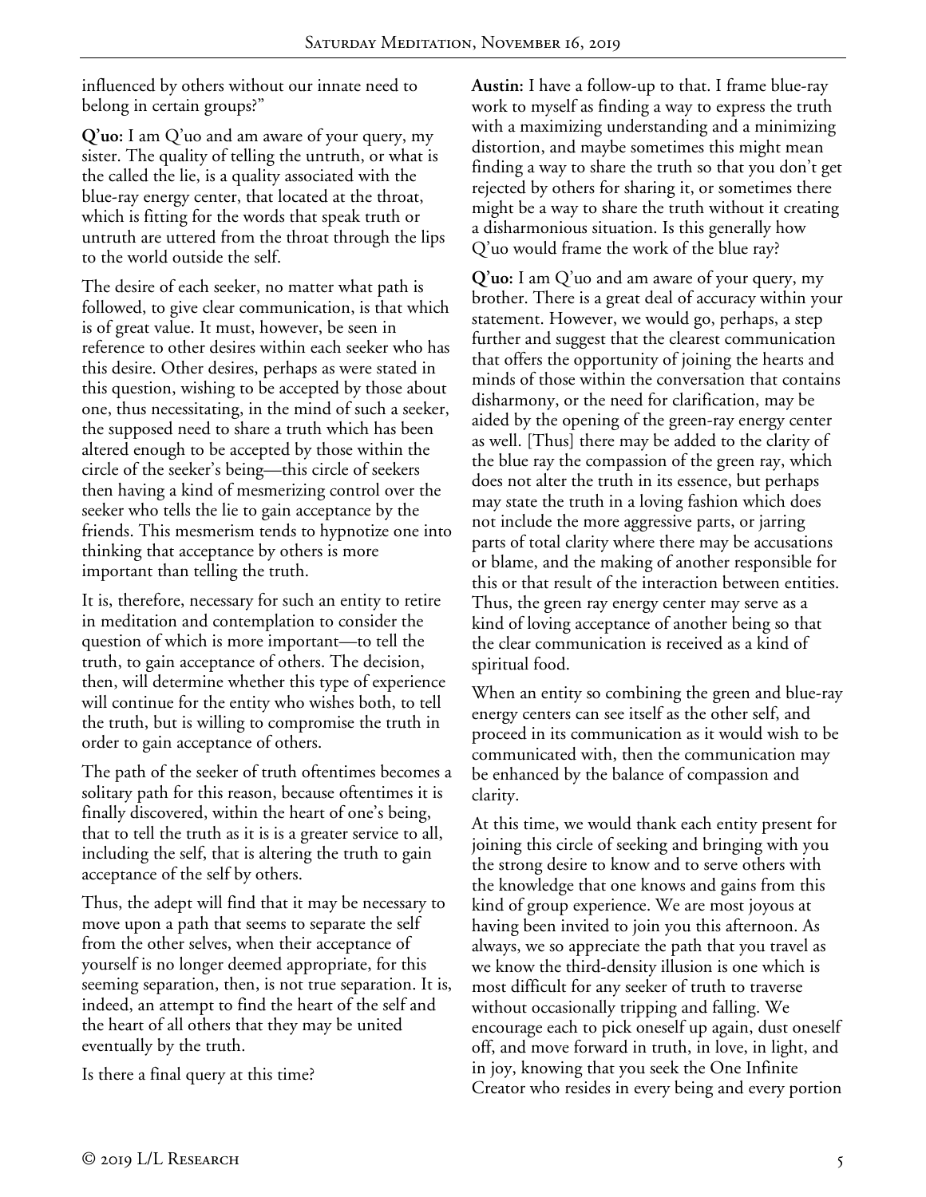influenced by others without our innate need to belong in certain groups?"

**Q'uo:** I am Q'uo and am aware of your query, my sister. The quality of telling the untruth, or what is the called the lie, is a quality associated with the blue-ray energy center, that located at the throat, which is fitting for the words that speak truth or untruth are uttered from the throat through the lips to the world outside the self.

The desire of each seeker, no matter what path is followed, to give clear communication, is that which is of great value. It must, however, be seen in reference to other desires within each seeker who has this desire. Other desires, perhaps as were stated in this question, wishing to be accepted by those about one, thus necessitating, in the mind of such a seeker, the supposed need to share a truth which has been altered enough to be accepted by those within the circle of the seeker's being—this circle of seekers then having a kind of mesmerizing control over the seeker who tells the lie to gain acceptance by the friends. This mesmerism tends to hypnotize one into thinking that acceptance by others is more important than telling the truth.

It is, therefore, necessary for such an entity to retire in meditation and contemplation to consider the question of which is more important—to tell the truth, to gain acceptance of others. The decision, then, will determine whether this type of experience will continue for the entity who wishes both, to tell the truth, but is willing to compromise the truth in order to gain acceptance of others.

The path of the seeker of truth oftentimes becomes a solitary path for this reason, because oftentimes it is finally discovered, within the heart of one's being, that to tell the truth as it is is a greater service to all, including the self, that is altering the truth to gain acceptance of the self by others.

Thus, the adept will find that it may be necessary to move upon a path that seems to separate the self from the other selves, when their acceptance of yourself is no longer deemed appropriate, for this seeming separation, then, is not true separation. It is, indeed, an attempt to find the heart of the self and the heart of all others that they may be united eventually by the truth.

Is there a final query at this time?

**Austin:** I have a follow-up to that. I frame blue-ray work to myself as finding a way to express the truth with a maximizing understanding and a minimizing distortion, and maybe sometimes this might mean finding a way to share the truth so that you don't get rejected by others for sharing it, or sometimes there might be a way to share the truth without it creating a disharmonious situation. Is this generally how Q'uo would frame the work of the blue ray?

**Q'uo:** I am Q'uo and am aware of your query, my brother. There is a great deal of accuracy within your statement. However, we would go, perhaps, a step further and suggest that the clearest communication that offers the opportunity of joining the hearts and minds of those within the conversation that contains disharmony, or the need for clarification, may be aided by the opening of the green-ray energy center as well. [Thus] there may be added to the clarity of the blue ray the compassion of the green ray, which does not alter the truth in its essence, but perhaps may state the truth in a loving fashion which does not include the more aggressive parts, or jarring parts of total clarity where there may be accusations or blame, and the making of another responsible for this or that result of the interaction between entities. Thus, the green ray energy center may serve as a kind of loving acceptance of another being so that the clear communication is received as a kind of spiritual food.

When an entity so combining the green and blue-ray energy centers can see itself as the other self, and proceed in its communication as it would wish to be communicated with, then the communication may be enhanced by the balance of compassion and clarity.

At this time, we would thank each entity present for joining this circle of seeking and bringing with you the strong desire to know and to serve others with the knowledge that one knows and gains from this kind of group experience. We are most joyous at having been invited to join you this afternoon. As always, we so appreciate the path that you travel as we know the third-density illusion is one which is most difficult for any seeker of truth to traverse without occasionally tripping and falling. We encourage each to pick oneself up again, dust oneself off, and move forward in truth, in love, in light, and in joy, knowing that you seek the One Infinite Creator who resides in every being and every portion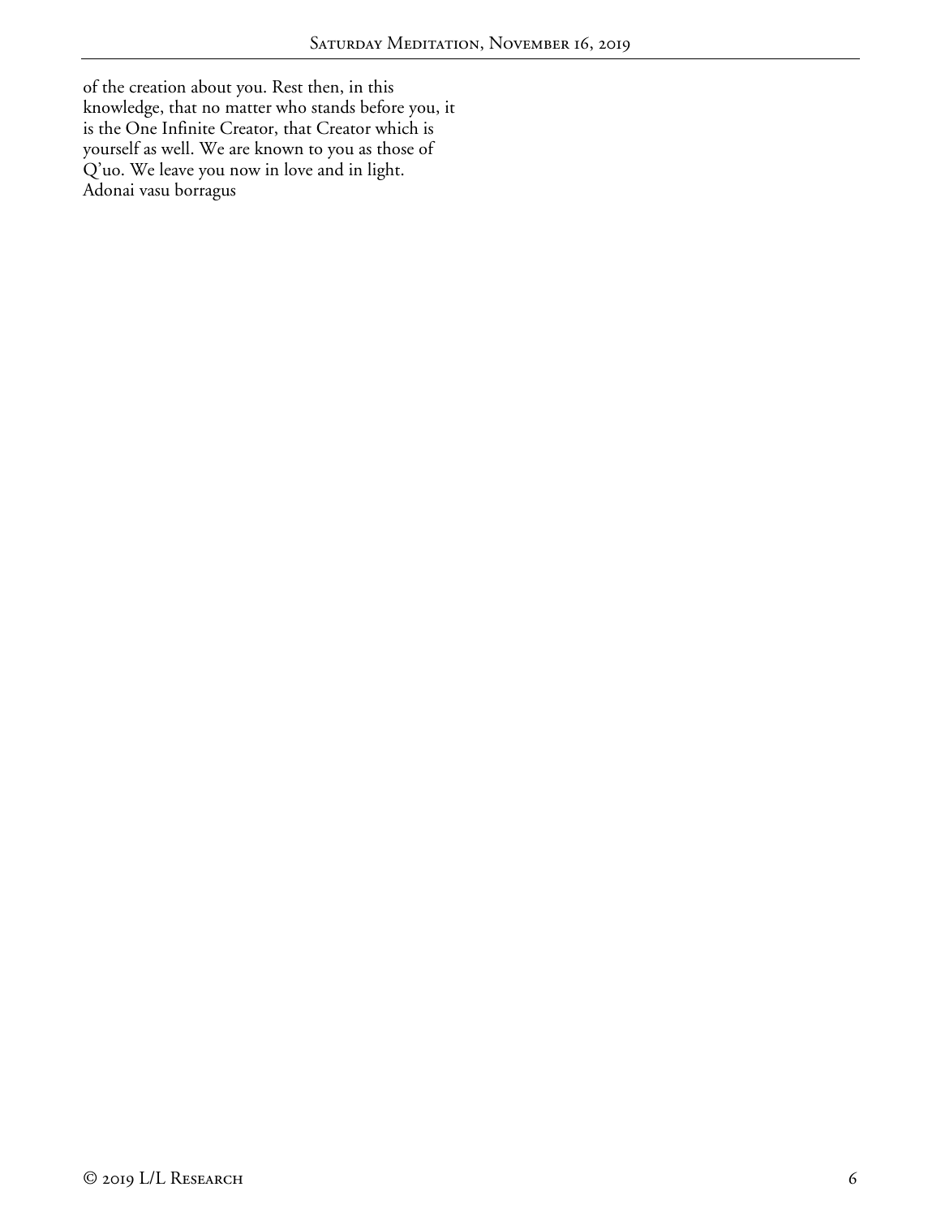of the creation about you. Rest then, in this knowledge, that no matter who stands before you, it is the One Infinite Creator, that Creator which is yourself as well. We are known to you as those of Q'uo. We leave you now in love and in light. Adonai vasu borragus